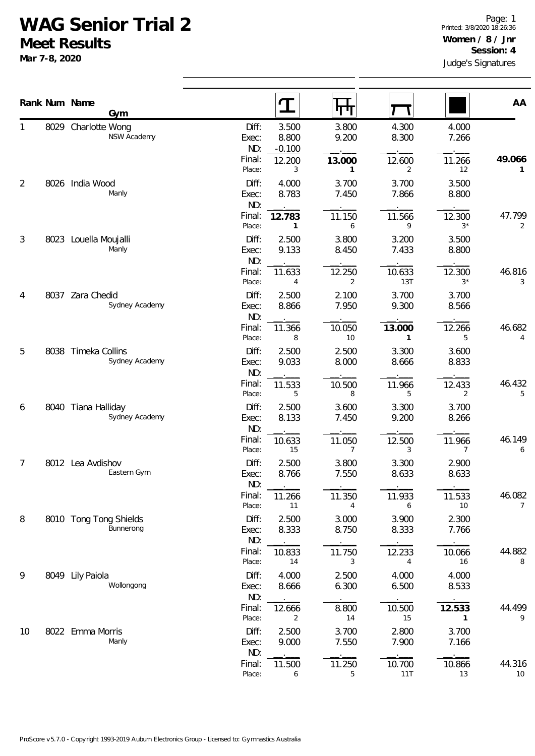# WAG Senior Trial 2

## Meet Results

**Mar 7-8, 2020**

Printed: 3/8/2020 18:26:36

**Women / 8 / Jnr**

**Session: 4**

Judge's Signatures

| Rank | Num | Name / Gym | | Vault | Bars | Beam | Floor | AA |
|---|---|---|---|---|---|---|---|---|
| 1 | 8029 | Charlotte Wong, NSW Academy | Diff: | 3.500 | 3.800 | 4.300 | 4.000 | |
| | | | Exec: | 8.800 | 9.200 | 8.300 | 7.266 | |
| | | | ND: | -0.100 | | | | |
| | | | Final: | 12.200 | **13.000** | 12.600 | 11.266 | **49.066** |
| | | | Place: | 3 | **1** | 2 | 12 | **1** |
| 2 | 8026 | India Wood, Manly | Diff: | 4.000 | 3.700 | 3.700 | 3.500 | |
| | | | Exec: | 8.783 | 7.450 | 7.866 | 8.800 | |
| | | | ND: | | | | | |
| | | | Final: | **12.783** | 11.150 | 11.566 | 12.300 | 47.799 |
| | | | Place: | **1** | 6 | 9 | 3* | 2 |
| 3 | 8023 | Louella Moujalli, Manly | Diff: | 2.500 | 3.800 | 3.200 | 3.500 | |
| | | | Exec: | 9.133 | 8.450 | 7.433 | 8.800 | |
| | | | ND: | | | | | |
| | | | Final: | 11.633 | 12.250 | 10.633 | 12.300 | 46.816 |
| | | | Place: | 4 | 2 | 13T | 3* | 3 |
| 4 | 8037 | Zara Chedid, Sydney Academy | Diff: | 2.500 | 2.100 | 3.700 | 3.700 | |
| | | | Exec: | 8.866 | 7.950 | 9.300 | 8.566 | |
| | | | ND: | | | | | |
| | | | Final: | 11.366 | 10.050 | **13.000** | 12.266 | 46.682 |
| | | | Place: | 8 | 10 | **1** | 5 | 4 |
| 5 | 8038 | Timeka Collins, Sydney Academy | Diff: | 2.500 | 2.500 | 3.300 | 3.600 | |
| | | | Exec: | 9.033 | 8.000 | 8.666 | 8.833 | |
| | | | ND: | | | | | |
| | | | Final: | 11.533 | 10.500 | 11.966 | 12.433 | 46.432 |
| | | | Place: | 5 | 8 | 5 | 2 | 5 |
| 6 | 8040 | Tiana Halliday, Sydney Academy | Diff: | 2.500 | 3.600 | 3.300 | 3.700 | |
| | | | Exec: | 8.133 | 7.450 | 9.200 | 8.266 | |
| | | | ND: | | | | | |
| | | | Final: | 10.633 | 11.050 | 12.500 | 11.966 | 46.149 |
| | | | Place: | 15 | 7 | 3 | 7 | 6 |
| 7 | 8012 | Lea Avdishov, Eastern Gym | Diff: | 2.500 | 3.800 | 3.300 | 2.900 | |
| | | | Exec: | 8.766 | 7.550 | 8.633 | 8.633 | |
| | | | ND: | | | | | |
| | | | Final: | 11.266 | 11.350 | 11.933 | 11.533 | 46.082 |
| | | | Place: | 11 | 4 | 6 | 10 | 7 |
| 8 | 8010 | Tong Tong Shields, Bunnerong | Diff: | 2.500 | 3.000 | 3.900 | 2.300 | |
| | | | Exec: | 8.333 | 8.750 | 8.333 | 7.766 | |
| | | | ND: | | | | | |
| | | | Final: | 10.833 | 11.750 | 12.233 | 10.066 | 44.882 |
| | | | Place: | 14 | 3 | 4 | 16 | 8 |
| 9 | 8049 | Lily Paiola, Wollongong | Diff: | 4.000 | 2.500 | 4.000 | 4.000 | |
| | | | Exec: | 8.666 | 6.300 | 6.500 | 8.533 | |
| | | | ND: | | | | | |
| | | | Final: | 12.666 | 8.800 | 10.500 | **12.533** | 44.499 |
| | | | Place: | 2 | 14 | 15 | **1** | 9 |
| 10 | 8022 | Emma Morris, Manly | Diff: | 2.500 | 3.700 | 2.800 | 3.700 | |
| | | | Exec: | 9.000 | 7.550 | 7.900 | 7.166 | |
| | | | ND: | | | | | |
| | | | Final: | 11.500 | 11.250 | 10.700 | 10.866 | 44.316 |
| | | | Place: | 6 | 5 | 11T | 13 | 10 |

ProScore v5.7.0 - Copyright 1993-2019 Auburn Electronics Group - Licensed to: Gymnastics Australia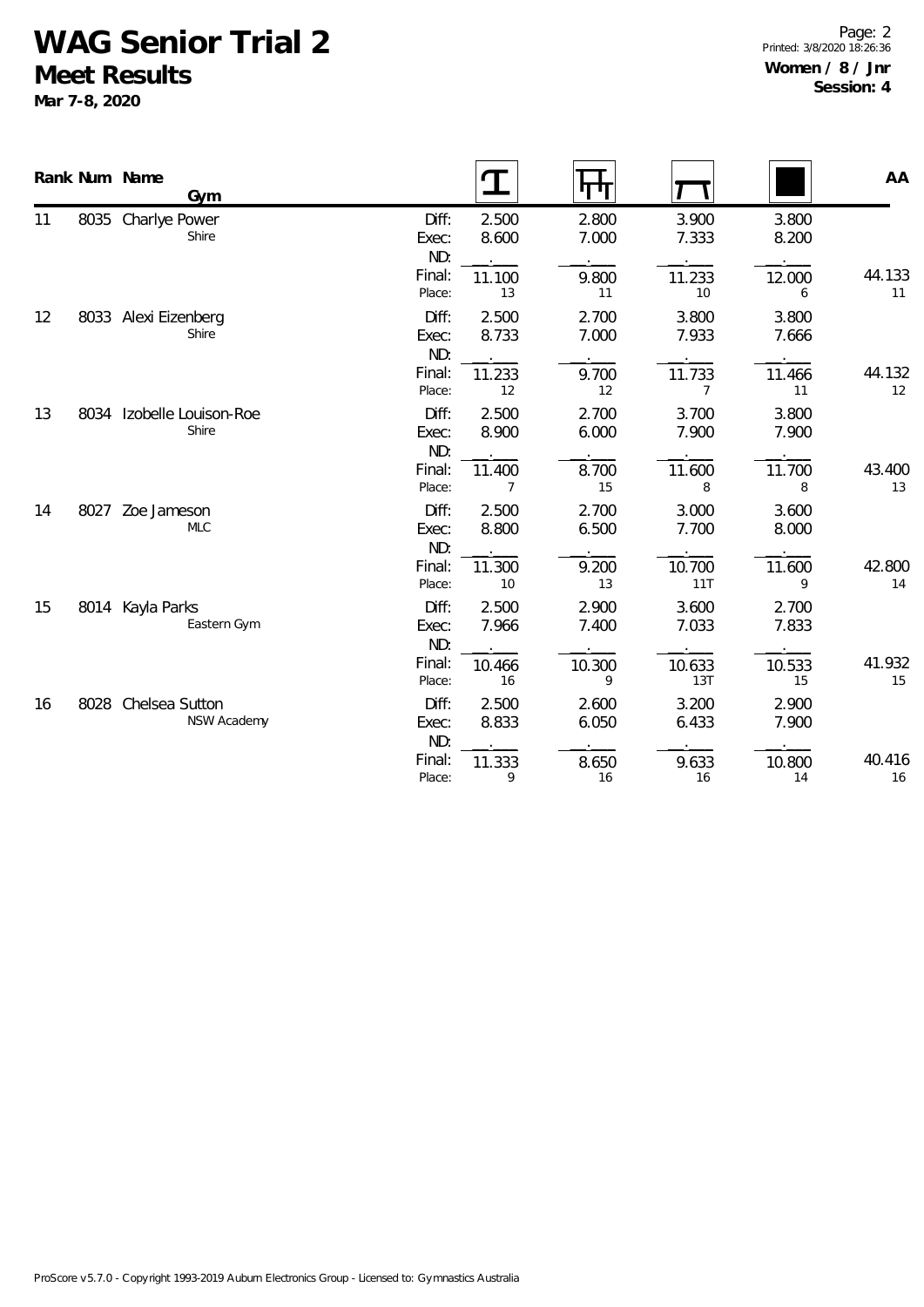# WAG Senior Trial 2

## Meet Results

**Mar 7-8, 2020**

**Women / 8 / Jnr**
**Session: 4**

| Rank | Num | Name / Gym | | Vault | Bars | Beam | Floor | AA |
|---|---|---|---|---|---|---|---|---|
| 11 | 8035 | Charlye Power<br>Shire | Diff: | 2.500 | 2.800 | 3.900 | 3.800 | |
| | | | Exec: | 8.600 | 7.000 | 7.333 | 8.200 | |
| | | | ND: | . | . | . | . | |
| | | | Final: | 11.100 | 9.800 | 11.233 | 12.000 | 44.133 |
| | | | Place: | 13 | 11 | 10 | 6 | 11 |
| 12 | 8033 | Alexi Eizenberg<br>Shire | Diff: | 2.500 | 2.700 | 3.800 | 3.800 | |
| | | | Exec: | 8.733 | 7.000 | 7.933 | 7.666 | |
| | | | ND: | . | . | . | . | |
| | | | Final: | 11.233 | 9.700 | 11.733 | 11.466 | 44.132 |
| | | | Place: | 12 | 12 | 7 | 11 | 12 |
| 13 | 8034 | Izobelle Louison-Roe<br>Shire | Diff: | 2.500 | 2.700 | 3.700 | 3.800 | |
| | | | Exec: | 8.900 | 6.000 | 7.900 | 7.900 | |
| | | | ND: | . | . | . | . | |
| | | | Final: | 11.400 | 8.700 | 11.600 | 11.700 | 43.400 |
| | | | Place: | 7 | 15 | 8 | 8 | 13 |
| 14 | 8027 | Zoe Jameson<br>MLC | Diff: | 2.500 | 2.700 | 3.000 | 3.600 | |
| | | | Exec: | 8.800 | 6.500 | 7.700 | 8.000 | |
| | | | ND: | . | . | . | . | |
| | | | Final: | 11.300 | 9.200 | 10.700 | 11.600 | 42.800 |
| | | | Place: | 10 | 13 | 11T | 9 | 14 |
| 15 | 8014 | Kayla Parks<br>Eastern Gym | Diff: | 2.500 | 2.900 | 3.600 | 2.700 | |
| | | | Exec: | 7.966 | 7.400 | 7.033 | 7.833 | |
| | | | ND: | . | . | . | . | |
| | | | Final: | 10.466 | 10.300 | 10.633 | 10.533 | 41.932 |
| | | | Place: | 16 | 9 | 13T | 15 | 15 |
| 16 | 8028 | Chelsea Sutton<br>NSW Academy | Diff: | 2.500 | 2.600 | 3.200 | 2.900 | |
| | | | Exec: | 8.833 | 6.050 | 6.433 | 7.900 | |
| | | | ND: | . | . | . | . | |
| | | | Final: | 11.333 | 8.650 | 9.633 | 10.800 | 40.416 |
| | | | Place: | 9 | 16 | 16 | 14 | 16 |

ProScore v5.7.0 - Copyright 1993-2019 Auburn Electronics Group - Licensed to: Gymnastics Australia